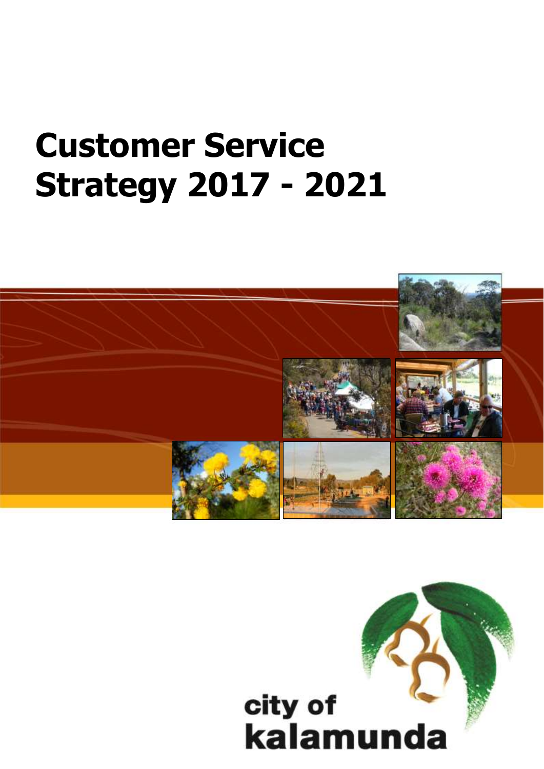# Customer Service Strategy 2017 - 2021

city of kalamunda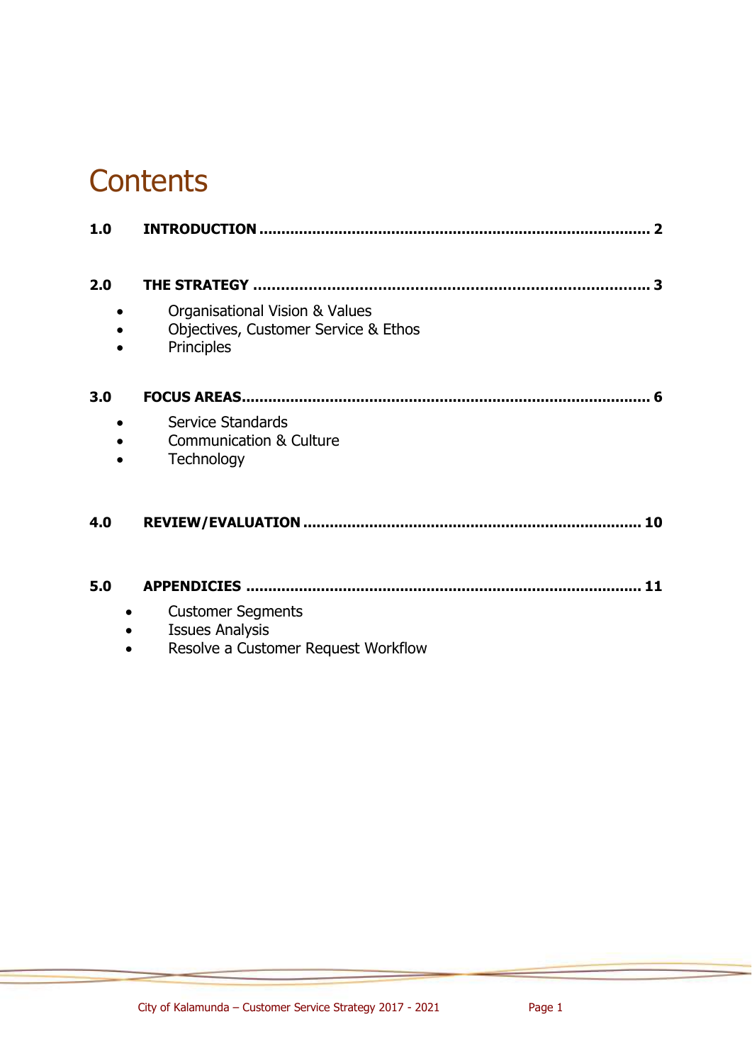# Contents

**1.0 INTRODUCTION ..................................................................................... 2**

**2.0 THE STRATEGY .................................................................................... 3**

- Organisational Vision & Values
- Objectives, Customer Service & Ethos
- Principles

**3.0 FOCUS AREAS......................................................................................... 6**

- Service Standards
- Communication & Culture
- Technology

**4.0 REVIEW/EVALUATION .......................................................................... 10**

**5.0 APPENDICIES ...................................................................................... 11**

- Customer Segments
- Issues Analysis
- Resolve a Customer Request Workflow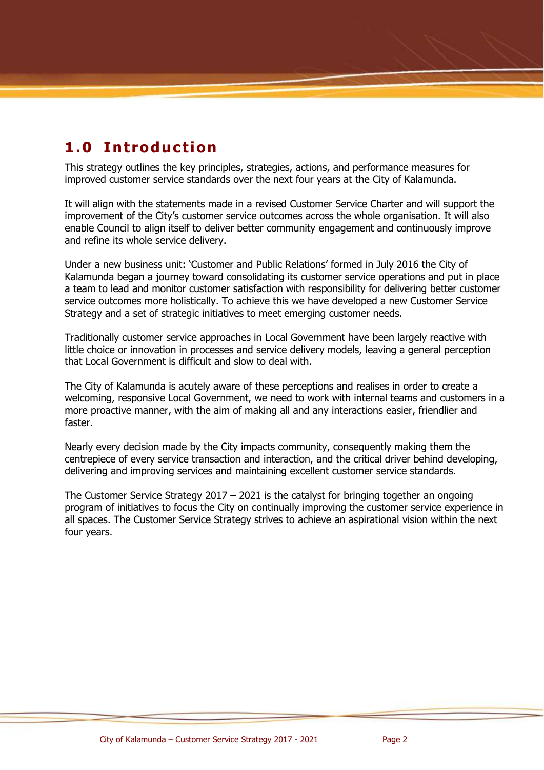# 1.0 Introduction

This strategy outlines the key principles, strategies, actions, and performance measures for improved customer service standards over the next four years at the City of Kalamunda.

It will align with the statements made in a revised Customer Service Charter and will support the improvement of the City's customer service outcomes across the whole organisation. It will also enable Council to align itself to deliver better community engagement and continuously improve and refine its whole service delivery.

Under a new business unit: 'Customer and Public Relations' formed in July 2016 the City of Kalamunda began a journey toward consolidating its customer service operations and put in place a team to lead and monitor customer satisfaction with responsibility for delivering better customer service outcomes more holistically. To achieve this we have developed a new Customer Service Strategy and a set of strategic initiatives to meet emerging customer needs.

Traditionally customer service approaches in Local Government have been largely reactive with little choice or innovation in processes and service delivery models, leaving a general perception that Local Government is difficult and slow to deal with.

The City of Kalamunda is acutely aware of these perceptions and realises in order to create a welcoming, responsive Local Government, we need to work with internal teams and customers in a more proactive manner, with the aim of making all and any interactions easier, friendlier and faster.

Nearly every decision made by the City impacts community, consequently making them the centrepiece of every service transaction and interaction, and the critical driver behind developing, delivering and improving services and maintaining excellent customer service standards.

The Customer Service Strategy 2017 – 2021 is the catalyst for bringing together an ongoing program of initiatives to focus the City on continually improving the customer service experience in all spaces. The Customer Service Strategy strives to achieve an aspirational vision within the next four years.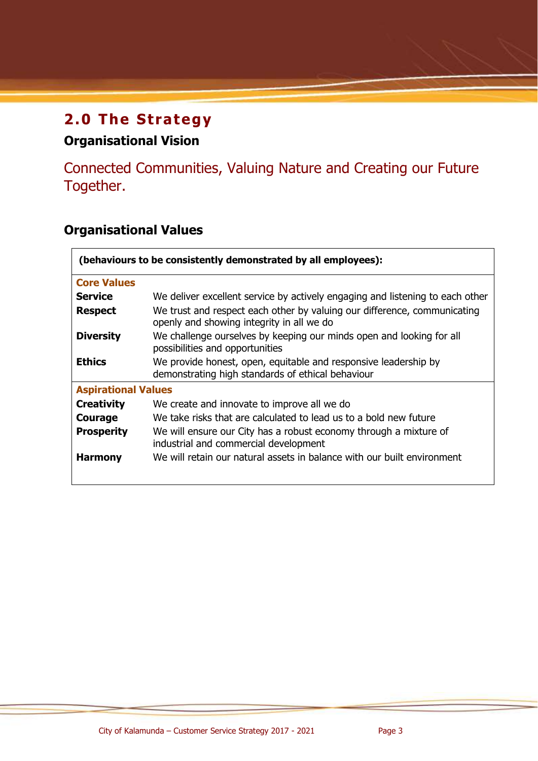## 2.0 The Strategy

### Organisational Vision

Connected Communities, Valuing Nature and Creating our Future Together.

### Organisational Values

| **(behaviours to be consistently demonstrated by all employees):** | |
|---|---|
| **Core Values** | |
| **Service** | We deliver excellent service by actively engaging and listening to each other |
| **Respect** | We trust and respect each other by valuing our difference, communicating openly and showing integrity in all we do |
| **Diversity** | We challenge ourselves by keeping our minds open and looking for all possibilities and opportunities |
| **Ethics** | We provide honest, open, equitable and responsive leadership by demonstrating high standards of ethical behaviour |
| **Aspirational Values** | |
| **Creativity** | We create and innovate to improve all we do |
| **Courage** | We take risks that are calculated to lead us to a bold new future |
| **Prosperity** | We will ensure our City has a robust economy through a mixture of industrial and commercial development |
| **Harmony** | We will retain our natural assets in balance with our built environment |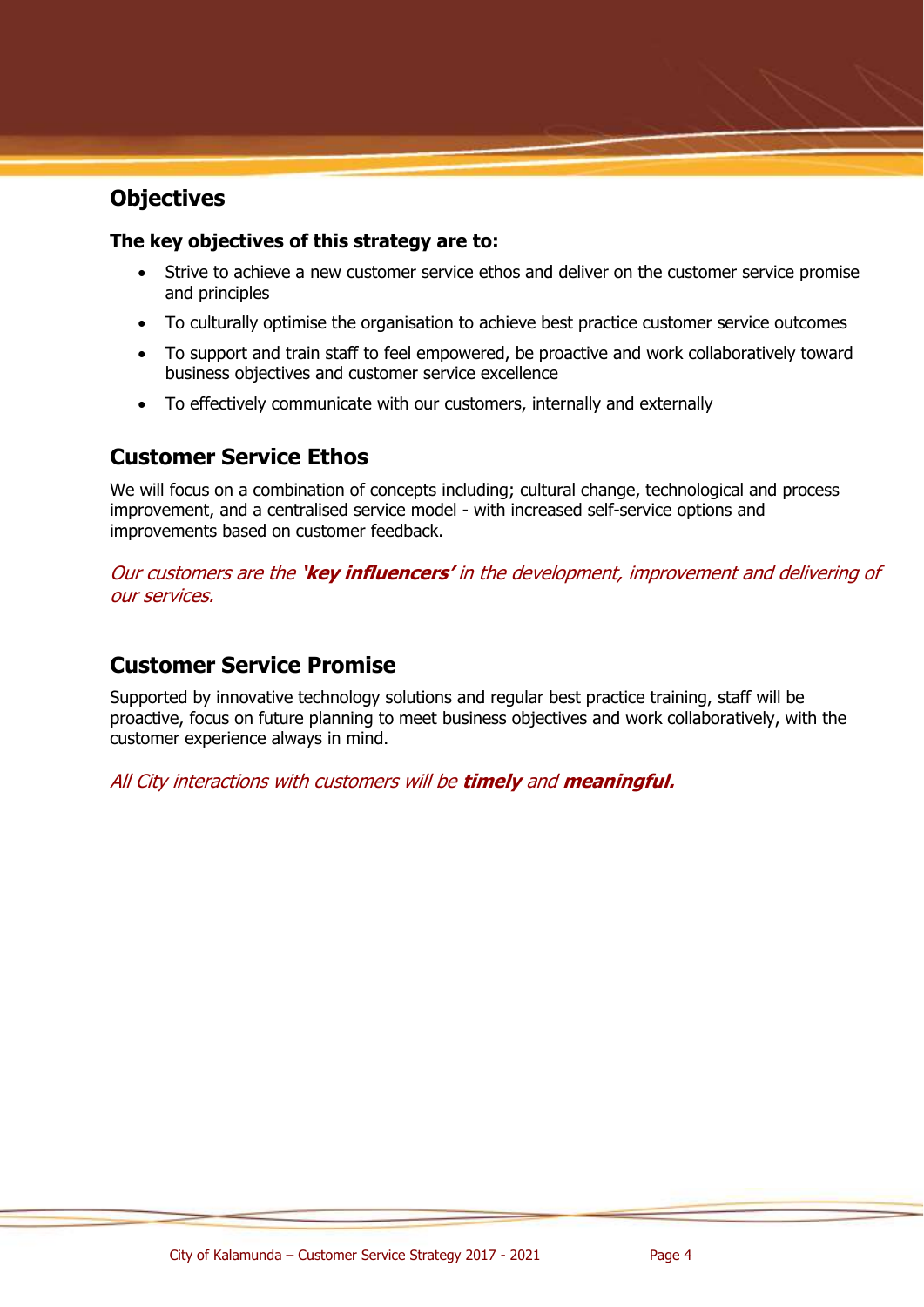## Objectives

**The key objectives of this strategy are to:**

- Strive to achieve a new customer service ethos and deliver on the customer service promise and principles
- To culturally optimise the organisation to achieve best practice customer service outcomes
- To support and train staff to feel empowered, be proactive and work collaboratively toward business objectives and customer service excellence
- To effectively communicate with our customers, internally and externally

## Customer Service Ethos

We will focus on a combination of concepts including; cultural change, technological and process improvement, and a centralised service model - with increased self-service options and improvements based on customer feedback.

*Our customers are the **'key influencers'** in the development, improvement and delivering of our services.*

## Customer Service Promise

Supported by innovative technology solutions and regular best practice training, staff will be proactive, focus on future planning to meet business objectives and work collaboratively, with the customer experience always in mind.

*All City interactions with customers will be **timely** and **meaningful.***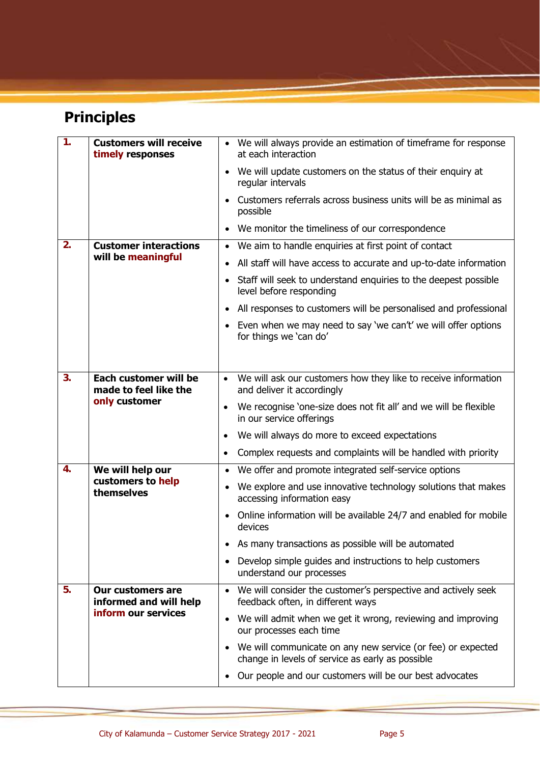## Principles

| | | |
|---|---|---|
| **1.** | **Customers will receive timely responses** | • We will always provide an estimation of timeframe for response at each interaction<br>• We will update customers on the status of their enquiry at regular intervals<br>• Customers referrals across business units will be as minimal as possible<br>• We monitor the timeliness of our correspondence |
| **2.** | **Customer interactions will be meaningful** | • We aim to handle enquiries at first point of contact<br>• All staff will have access to accurate and up-to-date information<br>• Staff will seek to understand enquiries to the deepest possible level before responding<br>• All responses to customers will be personalised and professional<br>• Even when we may need to say 'we can't' we will offer options for things we 'can do' |
| **3.** | **Each customer will be made to feel like the only customer** | • We will ask our customers how they like to receive information and deliver it accordingly<br>• We recognise 'one-size does not fit all' and we will be flexible in our service offerings<br>• We will always do more to exceed expectations<br>• Complex requests and complaints will be handled with priority |
| **4.** | **We will help our customers to help themselves** | • We offer and promote integrated self-service options<br>• We explore and use innovative technology solutions that makes accessing information easy<br>• Online information will be available 24/7 and enabled for mobile devices<br>• As many transactions as possible will be automated<br>• Develop simple guides and instructions to help customers understand our processes |
| **5.** | **Our customers are informed and will help inform our services** | • We will consider the customer's perspective and actively seek feedback often, in different ways<br>• We will admit when we get it wrong, reviewing and improving our processes each time<br>• We will communicate on any new service (or fee) or expected change in levels of service as early as possible<br>• Our people and our customers will be our best advocates |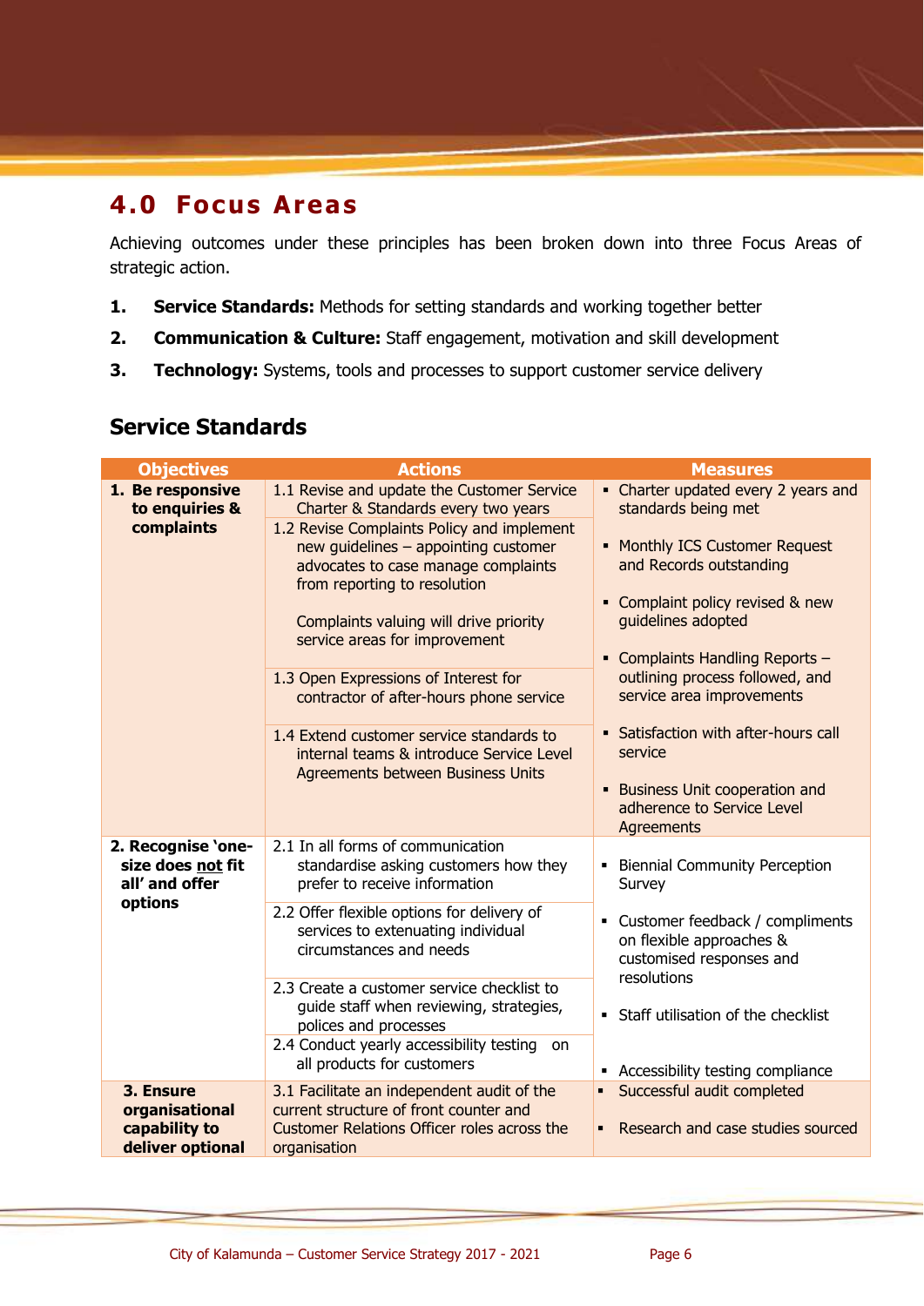## 4.0 Focus Areas

Achieving outcomes under these principles has been broken down into three Focus Areas of strategic action.

1. **Service Standards:** Methods for setting standards and working together better
2. **Communication & Culture:** Staff engagement, motivation and skill development
3. **Technology:** Systems, tools and processes to support customer service delivery

### Service Standards

| Objectives | Actions | Measures |
|---|---|---|
| **1. Be responsive to enquiries & complaints** | 1.1 Revise and update the Customer Service Charter & Standards every two years<br>1.2 Revise Complaints Policy and implement new guidelines – appointing customer advocates to case manage complaints from reporting to resolution<br><br>Complaints valuing will drive priority service areas for improvement<br>1.3 Open Expressions of Interest for contractor of after-hours phone service<br>1.4 Extend customer service standards to internal teams & introduce Service Level Agreements between Business Units | ▪ Charter updated every 2 years and standards being met<br>▪ Monthly ICS Customer Request and Records outstanding<br>▪ Complaint policy revised & new guidelines adopted<br>▪ Complaints Handling Reports – outlining process followed, and service area improvements<br>▪ Satisfaction with after-hours call service<br>▪ Business Unit cooperation and adherence to Service Level Agreements |
| **2. Recognise 'one-size does not fit all' and offer options** | 2.1 In all forms of communication standardise asking customers how they prefer to receive information<br>2.2 Offer flexible options for delivery of services to extenuating individual circumstances and needs<br>2.3 Create a customer service checklist to guide staff when reviewing, strategies, polices and processes<br>2.4 Conduct yearly accessibility testing on all products for customers | ▪ Biennial Community Perception Survey<br>▪ Customer feedback / compliments on flexible approaches & customised responses and resolutions<br>▪ Staff utilisation of the checklist<br>▪ Accessibility testing compliance |
| **3. Ensure organisational capability to deliver optional** | 3.1 Facilitate an independent audit of the current structure of front counter and Customer Relations Officer roles across the organisation | ▪ Successful audit completed<br>▪ Research and case studies sourced |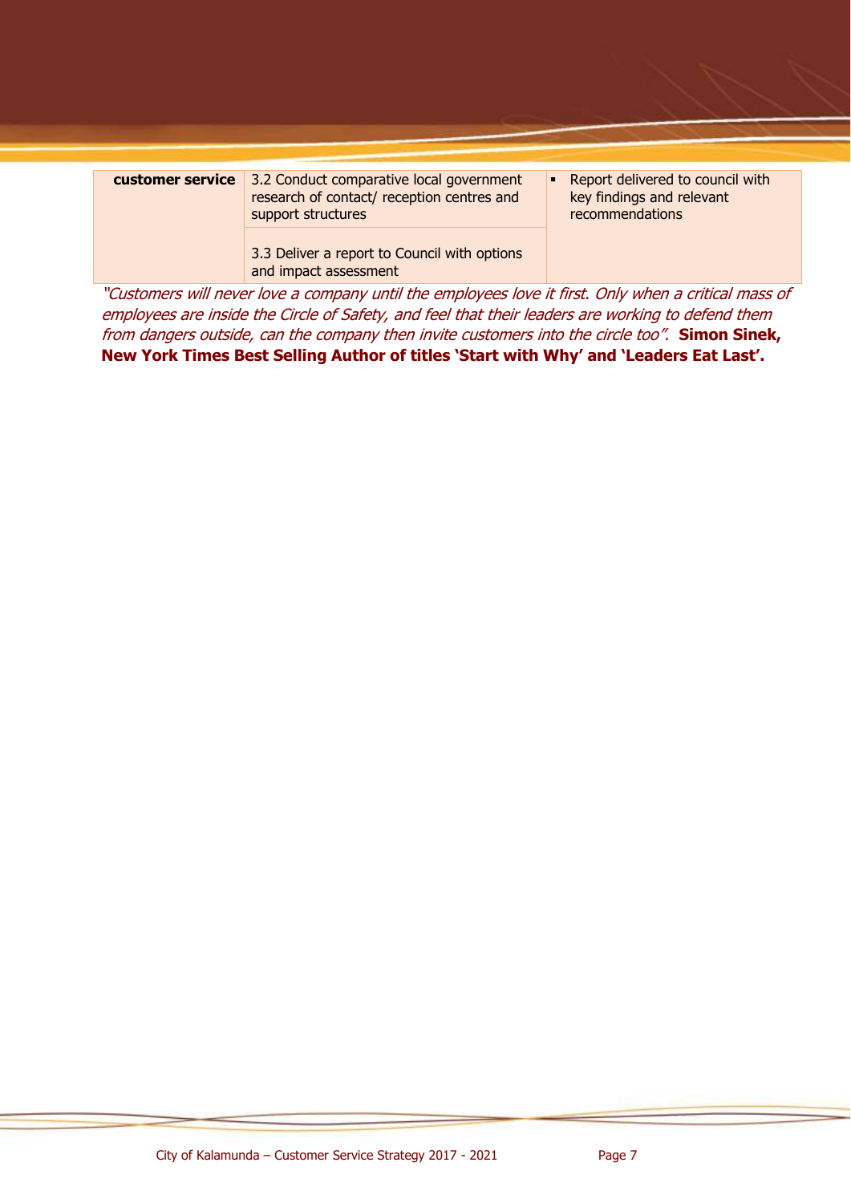| | | |
|---|---|---|
| **customer service** | 3.2 Conduct comparative local government research of contact/ reception centres and support structures | ▪ Report delivered to council with key findings and relevant recommendations |
| | 3.3 Deliver a report to Council with options and impact assessment | |

*"Customers will never love a company until the employees love it first. Only when a critical mass of employees are inside the Circle of Safety, and feel that their leaders are working to defend them from dangers outside, can the company then invite customers into the circle too".* **Simon Sinek, New York Times Best Selling Author of titles 'Start with Why' and 'Leaders Eat Last'.**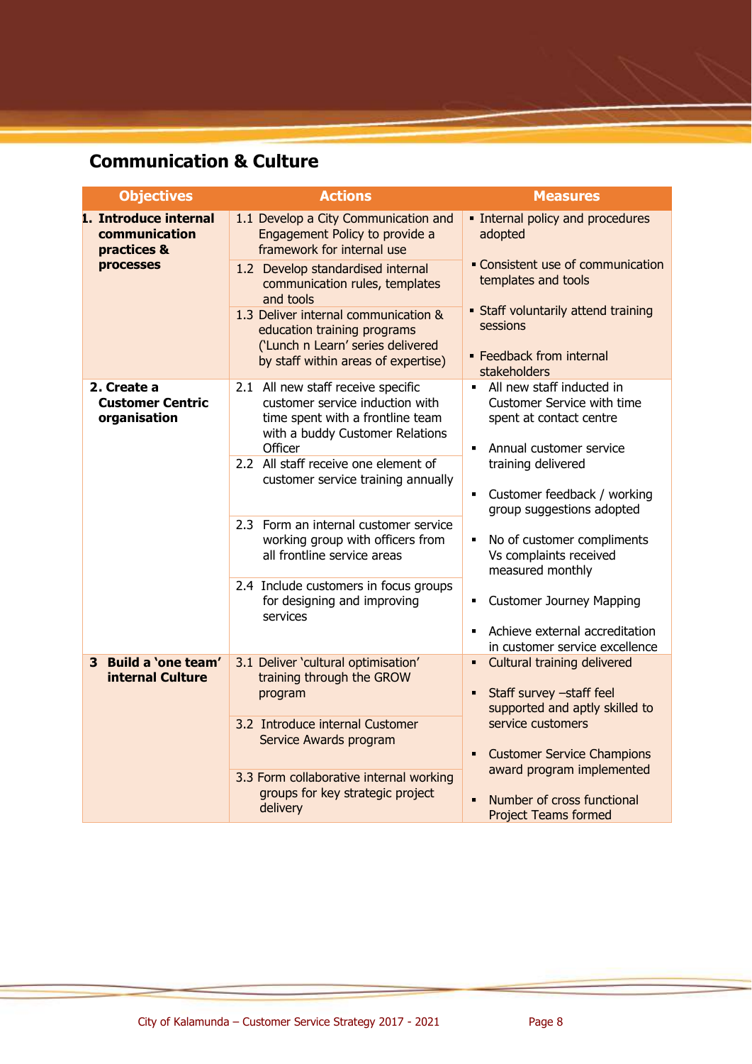## Communication & Culture

| Objectives | Actions | Measures |
|---|---|---|
| **1. Introduce internal communication practices & processes** | 1.1 Develop a City Communication and Engagement Policy to provide a framework for internal use<br>1.2 Develop standardised internal communication rules, templates and tools<br>1.3 Deliver internal communication & education training programs ('Lunch n Learn' series delivered by staff within areas of expertise) | ▪ Internal policy and procedures adopted<br>▪ Consistent use of communication templates and tools<br>▪ Staff voluntarily attend training sessions<br>▪ Feedback from internal stakeholders |
| **2. Create a Customer Centric organisation** | 2.1 All new staff receive specific customer service induction with time spent with a frontline team with a buddy Customer Relations Officer<br>2.2 All staff receive one element of customer service training annually<br>2.3 Form an internal customer service working group with officers from all frontline service areas<br>2.4 Include customers in focus groups for designing and improving services | ▪ All new staff inducted in Customer Service with time spent at contact centre<br>▪ Annual customer service training delivered<br>▪ Customer feedback / working group suggestions adopted<br>▪ No of customer compliments Vs complaints received measured monthly<br>▪ Customer Journey Mapping<br>▪ Achieve external accreditation in customer service excellence |
| **3 Build a 'one team' internal Culture** | 3.1 Deliver 'cultural optimisation' training through the GROW program<br>3.2 Introduce internal Customer Service Awards program<br>3.3 Form collaborative internal working groups for key strategic project delivery | ▪ Cultural training delivered<br>▪ Staff survey –staff feel supported and aptly skilled to service customers<br>▪ Customer Service Champions award program implemented<br>▪ Number of cross functional Project Teams formed |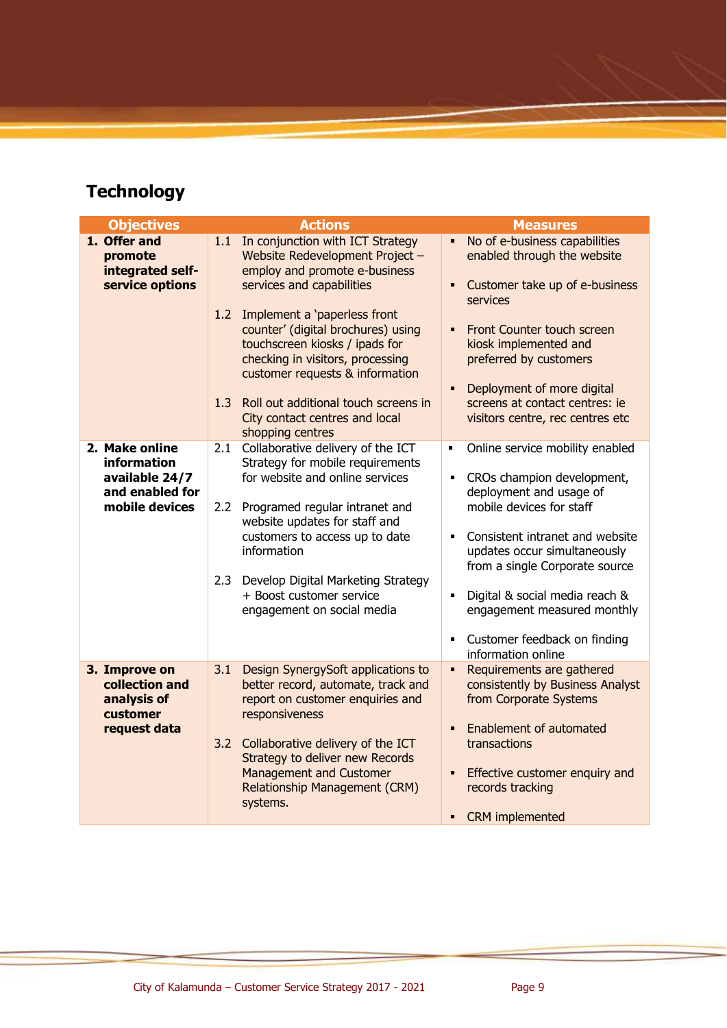## Technology

| Objectives | Actions | Measures |
|---|---|---|
| **1. Offer and promote integrated self-service options** | 1.1 In conjunction with ICT Strategy Website Redevelopment Project – employ and promote e-business services and capabilities<br><br>1.2 Implement a 'paperless front counter' (digital brochures) using touchscreen kiosks / ipads for checking in visitors, processing customer requests & information<br><br>1.3 Roll out additional touch screens in City contact centres and local shopping centres | ▪ No of e-business capabilities enabled through the website<br><br>▪ Customer take up of e-business services<br><br>▪ Front Counter touch screen kiosk implemented and preferred by customers<br><br>▪ Deployment of more digital screens at contact centres: ie visitors centre, rec centres etc |
| **2. Make online information available 24/7 and enabled for mobile devices** | 2.1 Collaborative delivery of the ICT Strategy for mobile requirements for website and online services<br><br>2.2 Programed regular intranet and website updates for staff and customers to access up to date information<br><br>2.3 Develop Digital Marketing Strategy + Boost customer service engagement on social media | ▪ Online service mobility enabled<br><br>▪ CROs champion development, deployment and usage of mobile devices for staff<br><br>▪ Consistent intranet and website updates occur simultaneously from a single Corporate source<br><br>▪ Digital & social media reach & engagement measured monthly<br><br>▪ Customer feedback on finding information online |
| **3. Improve on collection and analysis of customer request data** | 3.1 Design SynergySoft applications to better record, automate, track and report on customer enquiries and responsiveness<br><br>3.2 Collaborative delivery of the ICT Strategy to deliver new Records Management and Customer Relationship Management (CRM) systems. | ▪ Requirements are gathered consistently by Business Analyst from Corporate Systems<br><br>▪ Enablement of automated transactions<br><br>▪ Effective customer enquiry and records tracking<br><br>▪ CRM implemented |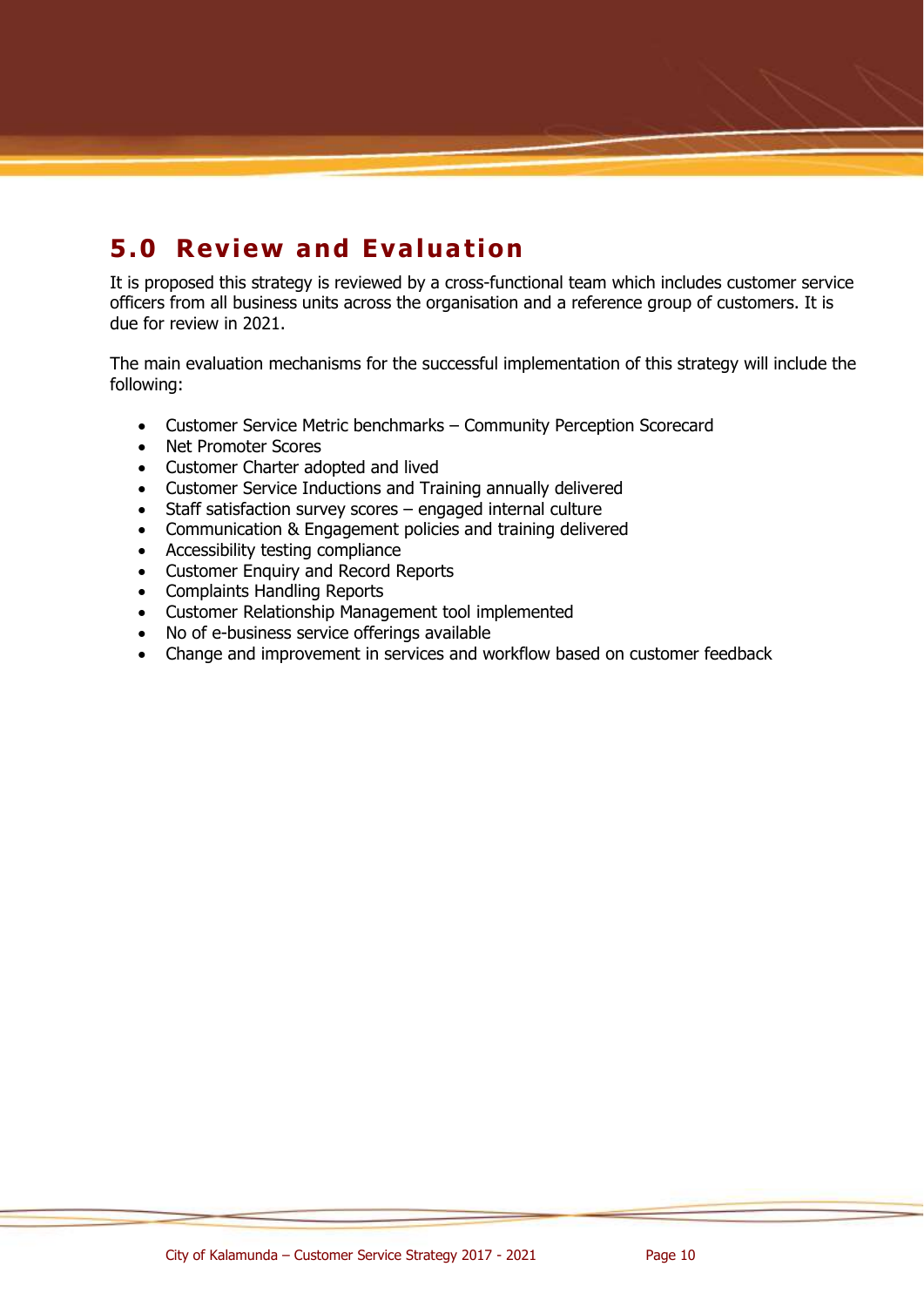# 5.0 Review and Evaluation

It is proposed this strategy is reviewed by a cross-functional team which includes customer service officers from all business units across the organisation and a reference group of customers. It is due for review in 2021.

The main evaluation mechanisms for the successful implementation of this strategy will include the following:

- Customer Service Metric benchmarks – Community Perception Scorecard
- Net Promoter Scores
- Customer Charter adopted and lived
- Customer Service Inductions and Training annually delivered
- Staff satisfaction survey scores – engaged internal culture
- Communication & Engagement policies and training delivered
- Accessibility testing compliance
- Customer Enquiry and Record Reports
- Complaints Handling Reports
- Customer Relationship Management tool implemented
- No of e-business service offerings available
- Change and improvement in services and workflow based on customer feedback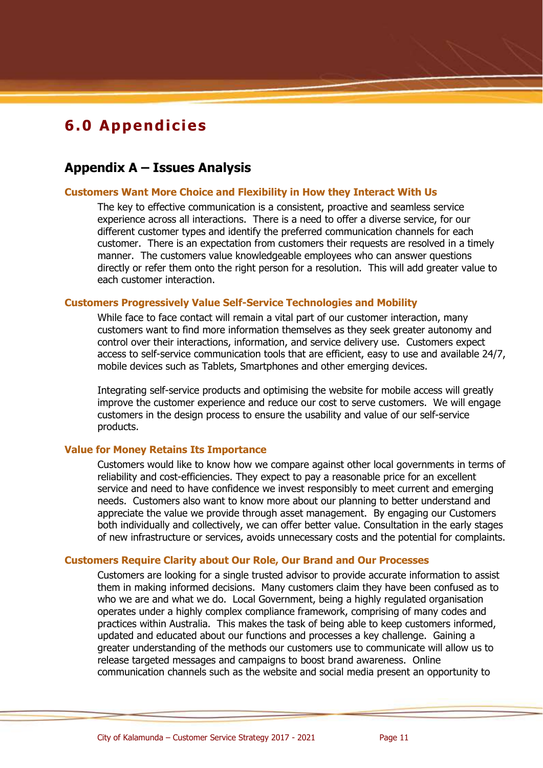# 6.0 Appendicies

## Appendix A – Issues Analysis

### Customers Want More Choice and Flexibility in How they Interact With Us

The key to effective communication is a consistent, proactive and seamless service experience across all interactions. There is a need to offer a diverse service, for our different customer types and identify the preferred communication channels for each customer. There is an expectation from customers their requests are resolved in a timely manner. The customers value knowledgeable employees who can answer questions directly or refer them onto the right person for a resolution. This will add greater value to each customer interaction.

### Customers Progressively Value Self-Service Technologies and Mobility

While face to face contact will remain a vital part of our customer interaction, many customers want to find more information themselves as they seek greater autonomy and control over their interactions, information, and service delivery use. Customers expect access to self-service communication tools that are efficient, easy to use and available 24/7, mobile devices such as Tablets, Smartphones and other emerging devices.

Integrating self-service products and optimising the website for mobile access will greatly improve the customer experience and reduce our cost to serve customers. We will engage customers in the design process to ensure the usability and value of our self-service products.

### Value for Money Retains Its Importance

Customers would like to know how we compare against other local governments in terms of reliability and cost-efficiencies. They expect to pay a reasonable price for an excellent service and need to have confidence we invest responsibly to meet current and emerging needs. Customers also want to know more about our planning to better understand and appreciate the value we provide through asset management. By engaging our Customers both individually and collectively, we can offer better value. Consultation in the early stages of new infrastructure or services, avoids unnecessary costs and the potential for complaints.

### Customers Require Clarity about Our Role, Our Brand and Our Processes

Customers are looking for a single trusted advisor to provide accurate information to assist them in making informed decisions. Many customers claim they have been confused as to who we are and what we do. Local Government, being a highly regulated organisation operates under a highly complex compliance framework, comprising of many codes and practices within Australia. This makes the task of being able to keep customers informed, updated and educated about our functions and processes a key challenge. Gaining a greater understanding of the methods our customers use to communicate will allow us to release targeted messages and campaigns to boost brand awareness. Online communication channels such as the website and social media present an opportunity to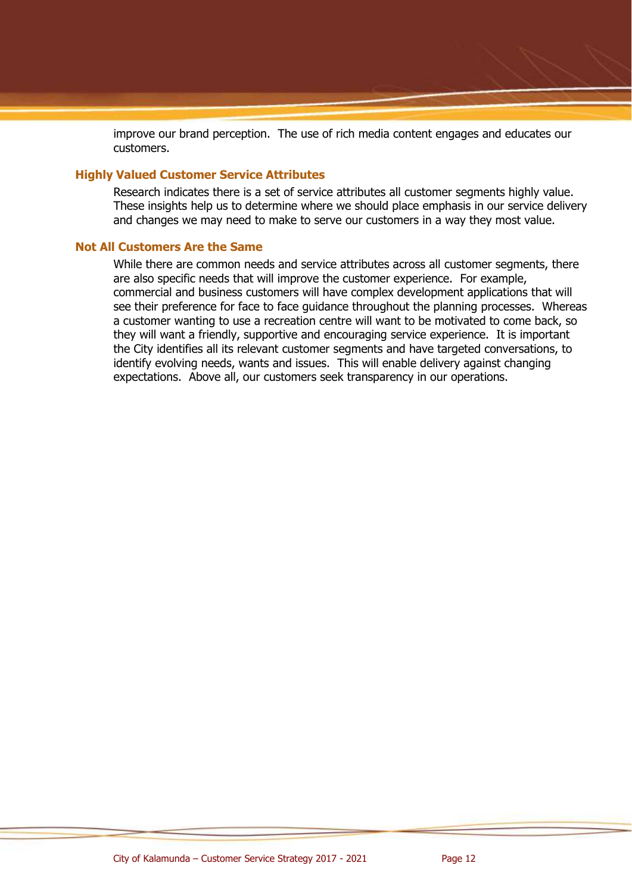improve our brand perception. The use of rich media content engages and educates our customers.

### Highly Valued Customer Service Attributes

Research indicates there is a set of service attributes all customer segments highly value. These insights help us to determine where we should place emphasis in our service delivery and changes we may need to make to serve our customers in a way they most value.

### Not All Customers Are the Same

While there are common needs and service attributes across all customer segments, there are also specific needs that will improve the customer experience. For example, commercial and business customers will have complex development applications that will see their preference for face to face guidance throughout the planning processes. Whereas a customer wanting to use a recreation centre will want to be motivated to come back, so they will want a friendly, supportive and encouraging service experience. It is important the City identifies all its relevant customer segments and have targeted conversations, to identify evolving needs, wants and issues. This will enable delivery against changing expectations. Above all, our customers seek transparency in our operations.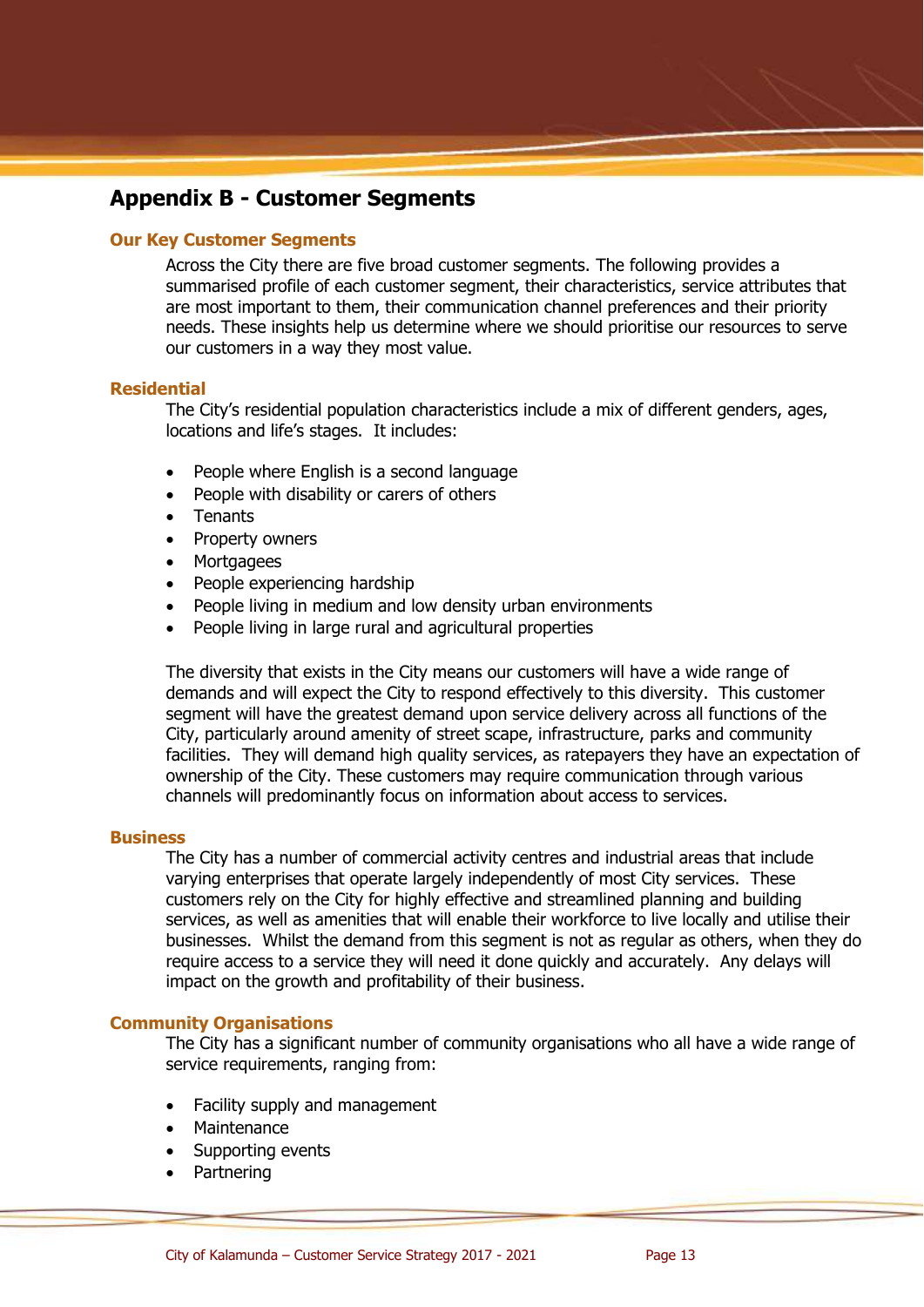# Appendix B - Customer Segments

### Our Key Customer Segments

Across the City there are five broad customer segments. The following provides a summarised profile of each customer segment, their characteristics, service attributes that are most important to them, their communication channel preferences and their priority needs. These insights help us determine where we should prioritise our resources to serve our customers in a way they most value.

### Residential

The City's residential population characteristics include a mix of different genders, ages, locations and life's stages. It includes:

- People where English is a second language
- People with disability or carers of others
- Tenants
- Property owners
- Mortgagees
- People experiencing hardship
- People living in medium and low density urban environments
- People living in large rural and agricultural properties

The diversity that exists in the City means our customers will have a wide range of demands and will expect the City to respond effectively to this diversity. This customer segment will have the greatest demand upon service delivery across all functions of the City, particularly around amenity of street scape, infrastructure, parks and community facilities. They will demand high quality services, as ratepayers they have an expectation of ownership of the City. These customers may require communication through various channels will predominantly focus on information about access to services.

### Business

The City has a number of commercial activity centres and industrial areas that include varying enterprises that operate largely independently of most City services. These customers rely on the City for highly effective and streamlined planning and building services, as well as amenities that will enable their workforce to live locally and utilise their businesses. Whilst the demand from this segment is not as regular as others, when they do require access to a service they will need it done quickly and accurately. Any delays will impact on the growth and profitability of their business.

### Community Organisations

The City has a significant number of community organisations who all have a wide range of service requirements, ranging from:

- Facility supply and management
- Maintenance
- Supporting events
- Partnering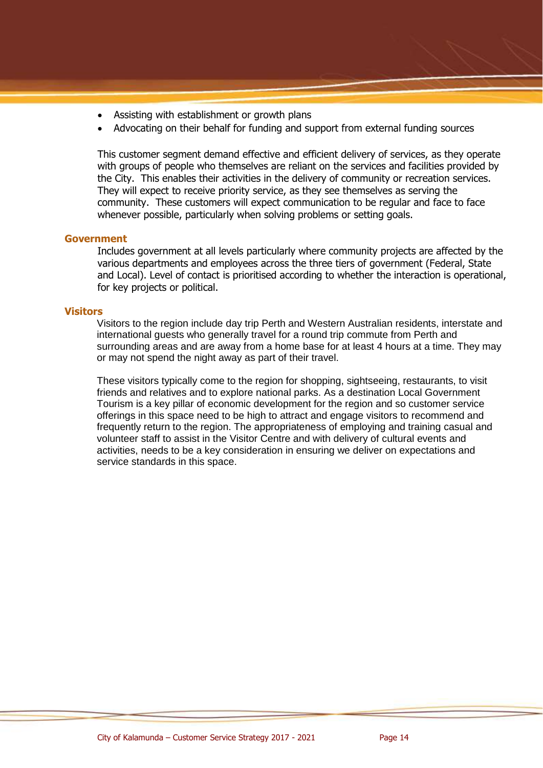- Assisting with establishment or growth plans
- Advocating on their behalf for funding and support from external funding sources

This customer segment demand effective and efficient delivery of services, as they operate with groups of people who themselves are reliant on the services and facilities provided by the City. This enables their activities in the delivery of community or recreation services. They will expect to receive priority service, as they see themselves as serving the community. These customers will expect communication to be regular and face to face whenever possible, particularly when solving problems or setting goals.

### Government

Includes government at all levels particularly where community projects are affected by the various departments and employees across the three tiers of government (Federal, State and Local). Level of contact is prioritised according to whether the interaction is operational, for key projects or political.

### Visitors

Visitors to the region include day trip Perth and Western Australian residents, interstate and international guests who generally travel for a round trip commute from Perth and surrounding areas and are away from a home base for at least 4 hours at a time. They may or may not spend the night away as part of their travel.

These visitors typically come to the region for shopping, sightseeing, restaurants, to visit friends and relatives and to explore national parks. As a destination Local Government Tourism is a key pillar of economic development for the region and so customer service offerings in this space need to be high to attract and engage visitors to recommend and frequently return to the region. The appropriateness of employing and training casual and volunteer staff to assist in the Visitor Centre and with delivery of cultural events and activities, needs to be a key consideration in ensuring we deliver on expectations and service standards in this space.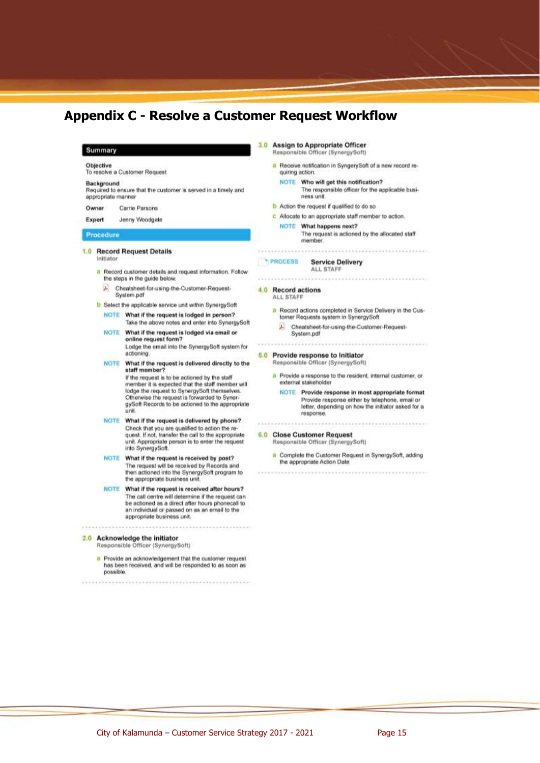# Appendix C - Resolve a Customer Request Workflow

**Summary**

**Objective**
To resolve a Customer Request

**Background**
Required to ensure that the customer is served in a timely and appropriate manner

**Owner** Carrie Parsons

**Expert** Jenny Woodgate

**Procedure**

### 1.0 Record Request Details
Initiator

a Record customer details and request information. Follow the steps in the guide below.

Cheatsheet-for-using-the-Customer-Request-System.pdf

b Select the applicable service unit within SynergySoft

NOTE **What if the request is lodged in person?**
Take the above notes and enter into SynergySoft

NOTE **What if the request is lodged via email or online request form?**
Lodge the email into the SynergySoft system for actioning.

NOTE **What if the request is delivered directly to the staff member?**
If the request is to be actioned by the staff member it is expected that the staff member will lodge the request to SynergySoft themselves. Otherwise the request is forwarded to SynergySoft Records to be actioned to the appropriate unit.

NOTE **What if the request is delivered by phone?**
Check that you are qualified to action the request. If not, transfer the call to the appropriate unit. Appropriate person is to enter the request into SynergySoft.

NOTE **What if the request is received by post?**
The request will be received by Records and then actioned into the SynergySoft program to the appropriate business unit.

NOTE **What if the request is received after hours?**
The call centre will determine if the request can be actioned as a direct after hours phonecall to an individual or passed on as an email to the appropriate business unit.

### 2.0 Acknowledge the initiator
Responsible Officer (SynergySoft)

a Provide an acknowledgement that the customer request has been received, and will be responded to as soon as possible.

### 3.0 Assign to Appropriate Officer
Responsible Officer (SynergySoft)

a Receive notification in SyngerySoft of a new record requiring action.

NOTE **Who will get this notification?**
The responsible officer for the applicable business unit.

b Action the request if qualified to do so

c Allocate to an appropriate staff member to action.

NOTE **What happens next?**
The request is actioned by the allocated staff member.

PROCESS **Service Delivery**
ALL STAFF

### 4.0 Record actions
ALL STAFF

a Record actions completed in Service Delivery in the Customer Requests system in SynergySoft

Cheatsheet-for-using-the-Customer-Request-System.pdf

### 5.0 Provide response to Initiator
Responsible Officer (SynergySoft)

a Provide a response to the resident, internal customer, or external stakeholder

NOTE **Provide response in most appropriate format**
Provide response either by telephone, email or letter, depending on how the initiator asked for a response.

### 6.0 Close Customer Request
Responsible Officer (SynergySoft)

a Complete the Customer Request in SynergySoft, adding the appropriate Action Date